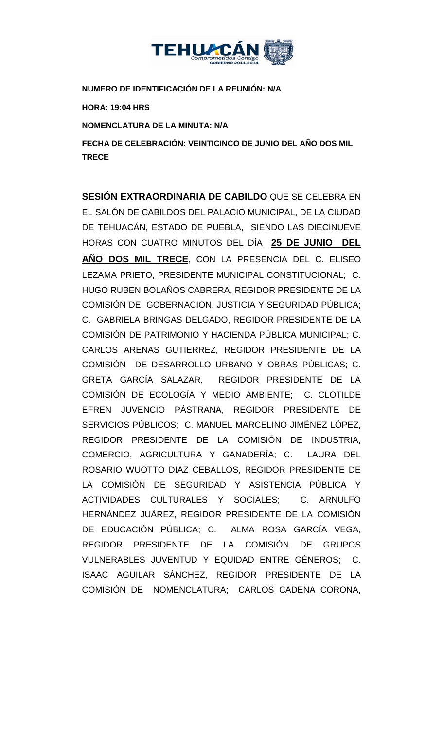**NUMERO DE IDENTIFICACIÓN DE LA REUNIÓN: N/A**

**HORA: 19:04 HRS**

**NOMENCLATURA DE LA MINUTA: N/A**

**FECHA DE CELEBRACIÓN: VEINTICINCO DE JUNIO DEL AÑO DOS MIL TRECE**

**SESIÓN EXTRAORDINARIA DE CABILDO** QUE SE CELEBRA EN EL SALÓN DE CABILDOS DEL PALACIO MUNICIPAL, DE LA CIUDAD DE TEHUACÁN, ESTADO DE PUEBLA, SIENDO LAS DIECINUEVE HORAS CON CUATRO MINUTOS DEL DÍA **25 DE JUNIO DEL AÑO DOS MIL TRECE**, CON LA PRESENCIA DEL C. ELISEO LEZAMA PRIETO, PRESIDENTE MUNICIPAL CONSTITUCIONAL; C. HUGO RUBEN BOLAÑOS CABRERA, REGIDOR PRESIDENTE DE LA COMISIÓN DE GOBERNACION, JUSTICIA Y SEGURIDAD PÚBLICA; C. GABRIELA BRINGAS DELGADO, REGIDOR PRESIDENTE DE LA COMISIÓN DE PATRIMONIO Y HACIENDA PÚBLICA MUNICIPAL; C. CARLOS ARENAS GUTIERREZ, REGIDOR PRESIDENTE DE LA COMISIÓN DE DESARROLLO URBANO Y OBRAS PÚBLICAS; C. GRETA GARCÍA SALAZAR, REGIDOR PRESIDENTE DE LA COMISIÓN DE ECOLOGÍA Y MEDIO AMBIENTE; C. CLOTILDE EFREN JUVENCIO PÁSTRANA, REGIDOR PRESIDENTE DE SERVICIOS PÚBLICOS; C. MANUEL MARCELINO JIMÉNEZ LÓPEZ, REGIDOR PRESIDENTE DE LA COMISIÓN DE INDUSTRIA, COMERCIO, AGRICULTURA Y GANADERÍA; C. LAURA DEL ROSARIO WUOTTO DIAZ CEBALLOS, REGIDOR PRESIDENTE DE LA COMISIÓN DE SEGURIDAD Y ASISTENCIA PÚBLICA Y ACTIVIDADES CULTURALES Y SOCIALES; C. ARNULFO HERNÁNDEZ JUÁREZ, REGIDOR PRESIDENTE DE LA COMISIÓN DE EDUCACIÓN PÚBLICA; C. ALMA ROSA GARCÍA VEGA, REGIDOR PRESIDENTE DE LA COMISIÓN DE GRUPOS VULNERABLES JUVENTUD Y EQUIDAD ENTRE GÉNEROS; C. ISAAC AGUILAR SÁNCHEZ, REGIDOR PRESIDENTE DE LA COMISIÓN DE NOMENCLATURA; CARLOS CADENA CORONA,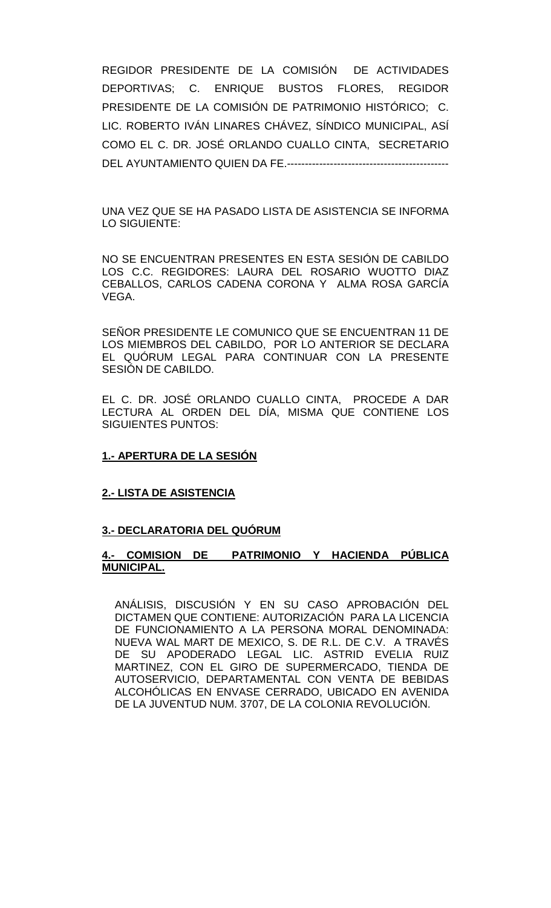REGIDOR PRESIDENTE DE LA COMISIÓN DE ACTIVIDADES DEPORTIVAS; C. ENRIQUE BUSTOS FLORES, REGIDOR PRESIDENTE DE LA COMISIÓN DE PATRIMONIO HISTÓRICO; C. LIC. ROBERTO IVÁN LINARES CHÁVEZ, SÍNDICO MUNICIPAL, ASÍ COMO EL C. DR. JOSÉ ORLANDO CUALLO CINTA, SECRETARIO DEL AYUNTAMIENTO QUIEN DA FE.---------------------------------------------

UNA VEZ QUE SE HA PASADO LISTA DE ASISTENCIA SE INFORMA LO SIGUIENTE:

NO SE ENCUENTRAN PRESENTES EN ESTA SESIÓN DE CABILDO LOS C.C. REGIDORES: LAURA DEL ROSARIO WUOTTO DIAZ CEBALLOS, CARLOS CADENA CORONA Y ALMA ROSA GARCÍA VEGA.

SEÑOR PRESIDENTE LE COMUNICO QUE SE ENCUENTRAN 11 DE LOS MIEMBROS DEL CABILDO, POR LO ANTERIOR SE DECLARA EL QUÓRUM LEGAL PARA CONTINUAR CON LA PRESENTE SESIÓN DE CABILDO.

EL C. DR. JOSÉ ORLANDO CUALLO CINTA, PROCEDE A DAR LECTURA AL ORDEN DEL DÍA, MISMA QUE CONTIENE LOS SIGUIENTES PUNTOS:

**1.- APERTURA DE LA SESIÓN**

**2.- LISTA DE ASISTENCIA**

**3.- DECLARATORIA DEL QUÓRUM**

**4.- COMISION DE PATRIMONIO Y HACIENDA PÚBLICA MUNICIPAL.**

ANÁLISIS, DISCUSIÓN Y EN SU CASO APROBACIÓN DEL DICTAMEN QUE CONTIENE: AUTORIZACIÓN PARA LA LICENCIA DE FUNCIONAMIENTO A LA PERSONA MORAL DENOMINADA: NUEVA WAL MART DE MEXICO, S. DE R.L. DE C.V. A TRAVÉS DE SU APODERADO LEGAL LIC. ASTRID EVELIA RUIZ MARTINEZ, CON EL GIRO DE SUPERMERCADO, TIENDA DE AUTOSERVICIO, DEPARTAMENTAL CON VENTA DE BEBIDAS ALCOHÓLICAS EN ENVASE CERRADO, UBICADO EN AVENIDA DE LA JUVENTUD NUM. 3707, DE LA COLONIA REVOLUCIÓN.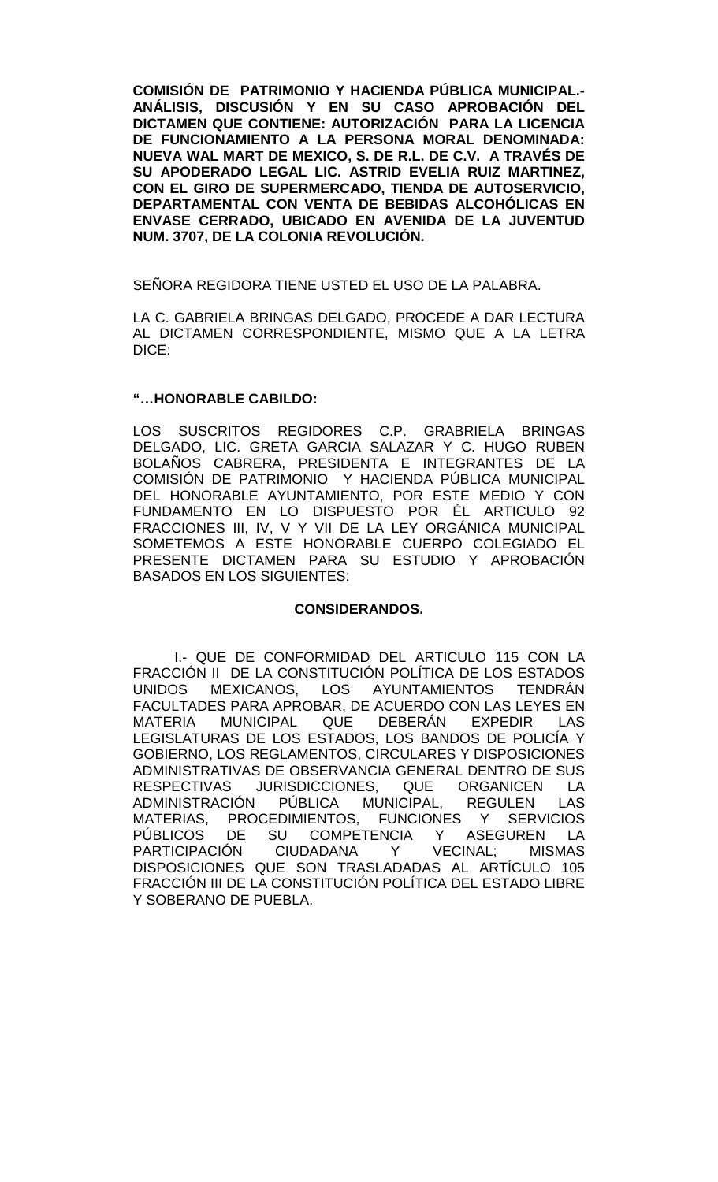**COMISIÓN DE PATRIMONIO Y HACIENDA PÚBLICA MUNICIPAL.- ANÁLISIS, DISCUSIÓN Y EN SU CASO APROBACIÓN DEL DICTAMEN QUE CONTIENE: AUTORIZACIÓN PARA LA LICENCIA DE FUNCIONAMIENTO A LA PERSONA MORAL DENOMINADA: NUEVA WAL MART DE MEXICO, S. DE R.L. DE C.V. A TRAVÉS DE SU APODERADO LEGAL LIC. ASTRID EVELIA RUIZ MARTINEZ, CON EL GIRO DE SUPERMERCADO, TIENDA DE AUTOSERVICIO, DEPARTAMENTAL CON VENTA DE BEBIDAS ALCOHÓLICAS EN ENVASE CERRADO, UBICADO EN AVENIDA DE LA JUVENTUD NUM. 3707, DE LA COLONIA REVOLUCIÓN.**

SEÑORA REGIDORA TIENE USTED EL USO DE LA PALABRA.

LA C. GABRIELA BRINGAS DELGADO, PROCEDE A DAR LECTURA AL DICTAMEN CORRESPONDIENTE, MISMO QUE A LA LETRA DICE:

**"…HONORABLE CABILDO:**

LOS SUSCRITOS REGIDORES C.P. GRABRIELA BRINGAS DELGADO, LIC. GRETA GARCIA SALAZAR Y C. HUGO RUBEN BOLAÑOS CABRERA, PRESIDENTA E INTEGRANTES DE LA COMISIÓN DE PATRIMONIO Y HACIENDA PÚBLICA MUNICIPAL DEL HONORABLE AYUNTAMIENTO, POR ESTE MEDIO Y CON FUNDAMENTO EN LO DISPUESTO POR ÉL ARTICULO 92 FRACCIONES III, IV, V Y VII DE LA LEY ORGÁNICA MUNICIPAL SOMETEMOS A ESTE HONORABLE CUERPO COLEGIADO EL PRESENTE DICTAMEN PARA SU ESTUDIO Y APROBACIÓN BASADOS EN LOS SIGUIENTES:

**CONSIDERANDOS.**

I.- QUE DE CONFORMIDAD DEL ARTICULO 115 CON LA FRACCIÓN II DE LA CONSTITUCIÓN POLÍTICA DE LOS ESTADOS UNIDOS MEXICANOS, LOS AYUNTAMIENTOS TENDRÁN FACULTADES PARA APROBAR, DE ACUERDO CON LAS LEYES EN MATERIA MUNICIPAL QUE DEBERÁN EXPEDIR LAS LEGISLATURAS DE LOS ESTADOS, LOS BANDOS DE POLICÍA Y GOBIERNO, LOS REGLAMENTOS, CIRCULARES Y DISPOSICIONES ADMINISTRATIVAS DE OBSERVANCIA GENERAL DENTRO DE SUS RESPECTIVAS JURISDICCIONES, QUE ORGANICEN LA ADMINISTRACIÓN PÚBLICA MUNICIPAL, REGULEN LAS MATERIAS, PROCEDIMIENTOS, FUNCIONES Y SERVICIOS PÚBLICOS DE SU COMPETENCIA Y ASEGUREN LA PARTICIPACIÓN CIUDADANA Y VECINAL; MISMAS DISPOSICIONES QUE SON TRASLADADAS AL ARTÍCULO 105 FRACCIÓN III DE LA CONSTITUCIÓN POLÍTICA DEL ESTADO LIBRE Y SOBERANO DE PUEBLA.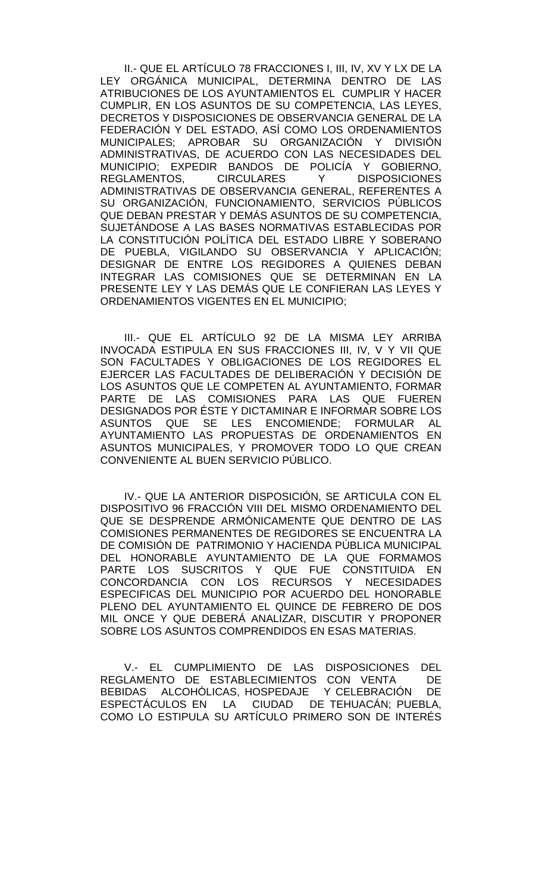II.- QUE EL ARTÍCULO 78 FRACCIONES I, III, IV, XV Y LX DE LA LEY ORGÁNICA MUNICIPAL, DETERMINA DENTRO DE LAS ATRIBUCIONES DE LOS AYUNTAMIENTOS EL CUMPLIR Y HACER CUMPLIR, EN LOS ASUNTOS DE SU COMPETENCIA, LAS LEYES, DECRETOS Y DISPOSICIONES DE OBSERVANCIA GENERAL DE LA FEDERACIÓN Y DEL ESTADO, ASÍ COMO LOS ORDENAMIENTOS MUNICIPALES; APROBAR SU ORGANIZACIÓN Y DIVISIÓN ADMINISTRATIVAS, DE ACUERDO CON LAS NECESIDADES DEL MUNICIPIO; EXPEDIR BANDOS DE POLICÍA Y GOBIERNO, REGLAMENTOS, CIRCULARES Y DISPOSICIONES ADMINISTRATIVAS DE OBSERVANCIA GENERAL, REFERENTES A SU ORGANIZACIÓN, FUNCIONAMIENTO, SERVICIOS PÚBLICOS QUE DEBAN PRESTAR Y DEMÁS ASUNTOS DE SU COMPETENCIA, SUJETÁNDOSE A LAS BASES NORMATIVAS ESTABLECIDAS POR LA CONSTITUCIÓN POLÍTICA DEL ESTADO LIBRE Y SOBERANO DE PUEBLA, VIGILANDO SU OBSERVANCIA Y APLICACIÓN; DESIGNAR DE ENTRE LOS REGIDORES A QUIENES DEBAN INTEGRAR LAS COMISIONES QUE SE DETERMINAN EN LA PRESENTE LEY Y LAS DEMÁS QUE LE CONFIERAN LAS LEYES Y ORDENAMIENTOS VIGENTES EN EL MUNICIPIO;

III.- QUE EL ARTÍCULO 92 DE LA MISMA LEY ARRIBA INVOCADA ESTIPULA EN SUS FRACCIONES III, IV, V Y VII QUE SON FACULTADES Y OBLIGACIONES DE LOS REGIDORES EL EJERCER LAS FACULTADES DE DELIBERACIÓN Y DECISIÓN DE LOS ASUNTOS QUE LE COMPETEN AL AYUNTAMIENTO, FORMAR PARTE DE LAS COMISIONES PARA LAS QUE FUEREN DESIGNADOS POR ÉSTE Y DICTAMINAR E INFORMAR SOBRE LOS ASUNTOS QUE SE LES ENCOMIENDE; FORMULAR AL AYUNTAMIENTO LAS PROPUESTAS DE ORDENAMIENTOS EN ASUNTOS MUNICIPALES, Y PROMOVER TODO LO QUE CREAN CONVENIENTE AL BUEN SERVICIO PÚBLICO.

IV.- QUE LA ANTERIOR DISPOSICIÓN, SE ARTICULA CON EL DISPOSITIVO 96 FRACCIÓN VIII DEL MISMO ORDENAMIENTO DEL QUE SE DESPRENDE ARMÓNICAMENTE QUE DENTRO DE LAS COMISIONES PERMANENTES DE REGIDORES SE ENCUENTRA LA DE COMISIÓN DE PATRIMONIO Y HACIENDA PÚBLICA MUNICIPAL DEL HONORABLE AYUNTAMIENTO DE LA QUE FORMAMOS PARTE LOS SUSCRITOS Y QUE FUE CONSTITUIDA EN CONCORDANCIA CON LOS RECURSOS Y NECESIDADES ESPECIFICAS DEL MUNICIPIO POR ACUERDO DEL HONORABLE PLENO DEL AYUNTAMIENTO EL QUINCE DE FEBRERO DE DOS MIL ONCE Y QUE DEBERÁ ANALIZAR, DISCUTIR Y PROPONER SOBRE LOS ASUNTOS COMPRENDIDOS EN ESAS MATERIAS.

V.- EL CUMPLIMIENTO DE LAS DISPOSICIONES DEL REGLAMENTO DE ESTABLECIMIENTOS CON VENTA DE BEBIDAS ALCOHÓLICAS, HOSPEDAJE Y CELEBRACIÓN DE ESPECTÁCULOS EN LA CIUDAD DE TEHUACÁN; PUEBLA, COMO LO ESTIPULA SU ARTÍCULO PRIMERO SON DE INTERÉS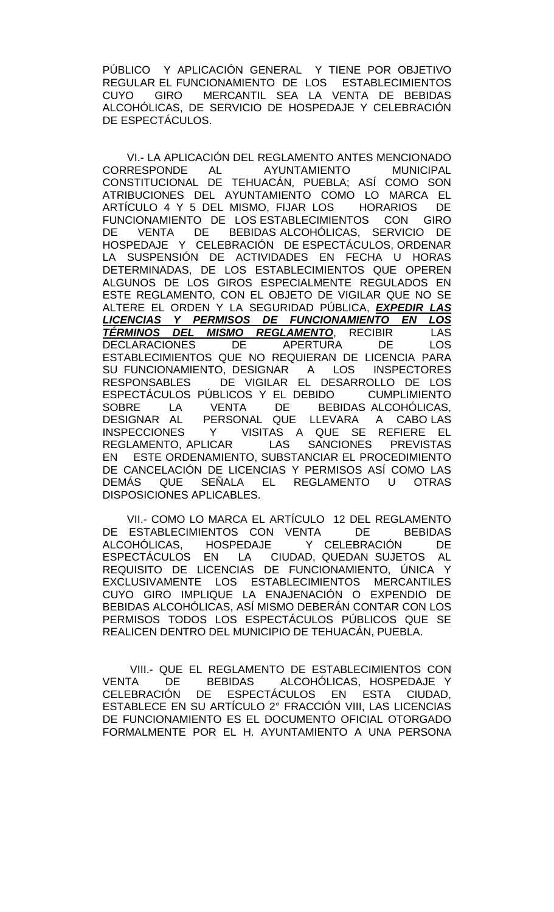PÚBLICO Y APLICACIÓN GENERAL Y TIENE POR OBJETIVO REGULAR EL FUNCIONAMIENTO DE LOS ESTABLECIMIENTOS CUYO GIRO MERCANTIL SEA LA VENTA DE BEBIDAS ALCOHÓLICAS, DE SERVICIO DE HOSPEDAJE Y CELEBRACIÓN DE ESPECTÁCULOS.

VI.- LA APLICACIÓN DEL REGLAMENTO ANTES MENCIONADO CORRESPONDE AL AYUNTAMIENTO MUNICIPAL CONSTITUCIONAL DE TEHUACÁN, PUEBLA; ASÍ COMO SON ATRIBUCIONES DEL AYUNTAMIENTO COMO LO MARCA EL ARTÍCULO 4 Y 5 DEL MISMO, FIJAR LOS HORARIOS DE FUNCIONAMIENTO DE LOS ESTABLECIMIENTOS CON GIRO DE VENTA DE BEBIDAS ALCOHÓLICAS, SERVICIO DE HOSPEDAJE Y CELEBRACIÓN DE ESPECTÁCULOS, ORDENAR LA SUSPENSIÓN DE ACTIVIDADES EN FECHA U HORAS DETERMINADAS, DE LOS ESTABLECIMIENTOS QUE OPEREN ALGUNOS DE LOS GIROS ESPECIALMENTE REGULADOS EN ESTE REGLAMENTO, CON EL OBJETO DE VIGILAR QUE NO SE ALTERE EL ORDEN Y LA SEGURIDAD PÚBLICA, ***EXPEDIR LAS LICENCIAS Y PERMISOS DE FUNCIONAMIENTO EN LOS TÉRMINOS DEL MISMO REGLAMENTO***, RECIBIR LAS DECLARACIONES DE APERTURA DE LOS ESTABLECIMIENTOS QUE NO REQUIERAN DE LICENCIA PARA SU FUNCIONAMIENTO, DESIGNAR A LOS INSPECTORES RESPONSABLES DE VIGILAR EL DESARROLLO DE LOS ESPECTÁCULOS PÚBLICOS Y EL DEBIDO CUMPLIMIENTO SOBRE LA VENTA DE BEBIDAS ALCOHÓLICAS, DESIGNAR AL PERSONAL QUE LLEVARA A CABO LAS INSPECCIONES Y VISITAS A QUE SE REFIERE EL REGLAMENTO, APLICAR LAS SANCIONES PREVISTAS EN ESTE ORDENAMIENTO, SUBSTANCIAR EL PROCEDIMIENTO DE CANCELACIÓN DE LICENCIAS Y PERMISOS ASÍ COMO LAS DEMÁS QUE SEÑALA EL REGLAMENTO U OTRAS DISPOSICIONES APLICABLES.

VII.- COMO LO MARCA EL ARTÍCULO 12 DEL REGLAMENTO DE ESTABLECIMIENTOS CON VENTA DE BEBIDAS ALCOHÓLICAS, HOSPEDAJE Y CELEBRACIÓN DE ESPECTÁCULOS EN LA CIUDAD, QUEDAN SUJETOS AL REQUISITO DE LICENCIAS DE FUNCIONAMIENTO, ÚNICA Y EXCLUSIVAMENTE LOS ESTABLECIMIENTOS MERCANTILES CUYO GIRO IMPLIQUE LA ENAJENACIÓN O EXPENDIO DE BEBIDAS ALCOHÓLICAS, ASÍ MISMO DEBERÁN CONTAR CON LOS PERMISOS TODOS LOS ESPECTÁCULOS PÚBLICOS QUE SE REALICEN DENTRO DEL MUNICIPIO DE TEHUACÁN, PUEBLA.

VIII.- QUE EL REGLAMENTO DE ESTABLECIMIENTOS CON VENTA DE BEBIDAS ALCOHÓLICAS, HOSPEDAJE Y CELEBRACIÓN DE ESPECTÁCULOS EN ESTA CIUDAD, ESTABLECE EN SU ARTÍCULO 2° FRACCIÓN VIII, LAS LICENCIAS DE FUNCIONAMIENTO ES EL DOCUMENTO OFICIAL OTORGADO FORMALMENTE POR EL H. AYUNTAMIENTO A UNA PERSONA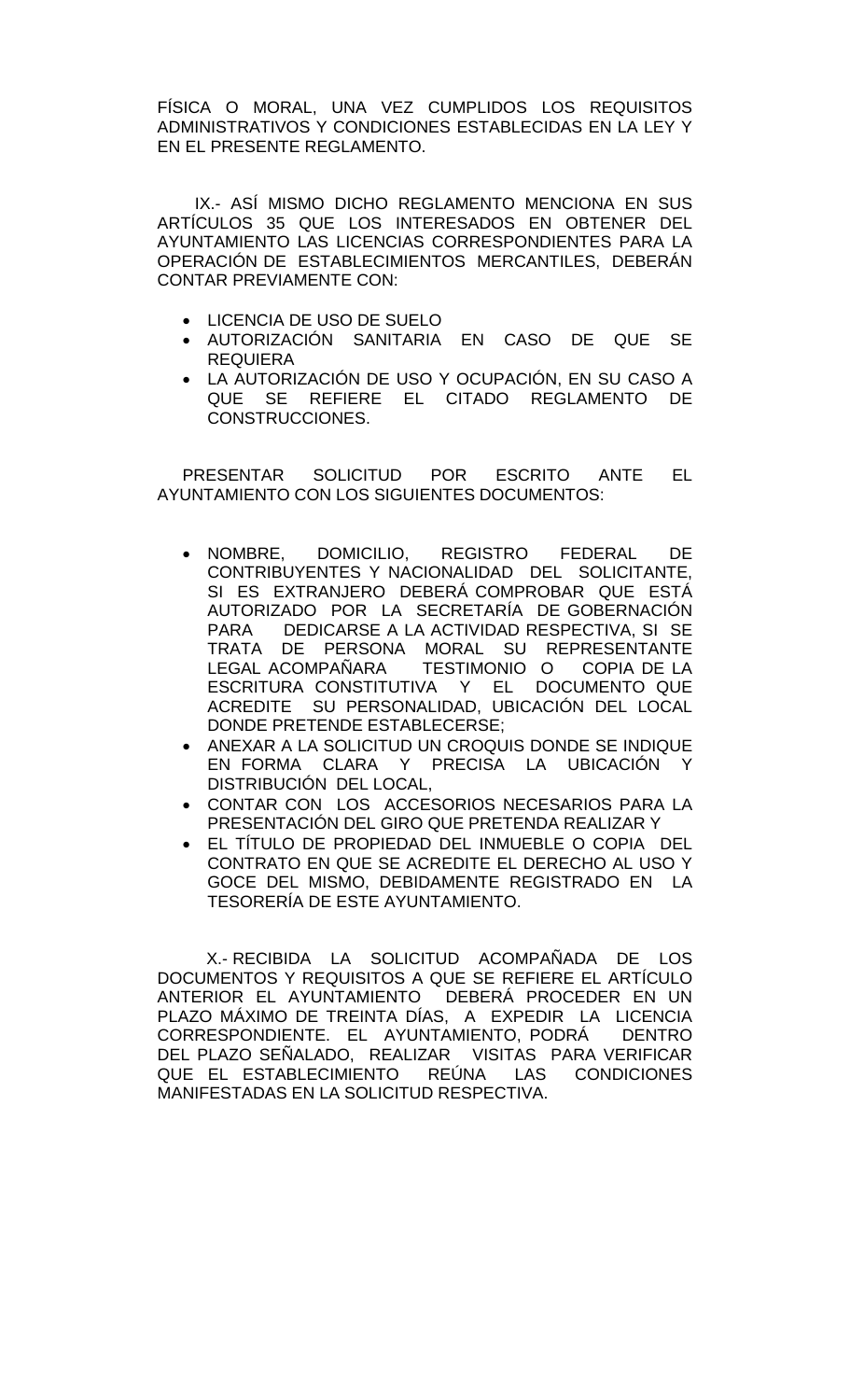FÍSICA O MORAL, UNA VEZ CUMPLIDOS LOS REQUISITOS ADMINISTRATIVOS Y CONDICIONES ESTABLECIDAS EN LA LEY Y EN EL PRESENTE REGLAMENTO.

IX.- ASÍ MISMO DICHO REGLAMENTO MENCIONA EN SUS ARTÍCULOS 35 QUE LOS INTERESADOS EN OBTENER DEL AYUNTAMIENTO LAS LICENCIAS CORRESPONDIENTES PARA LA OPERACIÓN DE ESTABLECIMIENTOS MERCANTILES, DEBERÁN CONTAR PREVIAMENTE CON:

- LICENCIA DE USO DE SUELO
- AUTORIZACIÓN SANITARIA EN CASO DE QUE SE REQUIERA
- LA AUTORIZACIÓN DE USO Y OCUPACIÓN, EN SU CASO A QUE SE REFIERE EL CITADO REGLAMENTO DE CONSTRUCCIONES.

PRESENTAR SOLICITUD POR ESCRITO ANTE EL AYUNTAMIENTO CON LOS SIGUIENTES DOCUMENTOS:

- NOMBRE, DOMICILIO, REGISTRO FEDERAL DE CONTRIBUYENTES Y NACIONALIDAD DEL SOLICITANTE, SI ES EXTRANJERO DEBERÁ COMPROBAR QUE ESTÁ AUTORIZADO POR LA SECRETARÍA DE GOBERNACIÓN PARA DEDICARSE A LA ACTIVIDAD RESPECTIVA, SI SE TRATA DE PERSONA MORAL SU REPRESENTANTE LEGAL ACOMPAÑARA TESTIMONIO O COPIA DE LA ESCRITURA CONSTITUTIVA Y EL DOCUMENTO QUE ACREDITE SU PERSONALIDAD, UBICACIÓN DEL LOCAL DONDE PRETENDE ESTABLECERSE;
- ANEXAR A LA SOLICITUD UN CROQUIS DONDE SE INDIQUE EN FORMA CLARA Y PRECISA LA UBICACIÓN Y DISTRIBUCIÓN DEL LOCAL,
- CONTAR CON LOS ACCESORIOS NECESARIOS PARA LA PRESENTACIÓN DEL GIRO QUE PRETENDA REALIZAR Y
- EL TÍTULO DE PROPIEDAD DEL INMUEBLE O COPIA DEL CONTRATO EN QUE SE ACREDITE EL DERECHO AL USO Y GOCE DEL MISMO, DEBIDAMENTE REGISTRADO EN LA TESORERÍA DE ESTE AYUNTAMIENTO.

X.- RECIBIDA LA SOLICITUD ACOMPAÑADA DE LOS DOCUMENTOS Y REQUISITOS A QUE SE REFIERE EL ARTÍCULO ANTERIOR EL AYUNTAMIENTO DEBERÁ PROCEDER EN UN PLAZO MÁXIMO DE TREINTA DÍAS, A EXPEDIR LA LICENCIA CORRESPONDIENTE. EL AYUNTAMIENTO, PODRÁ DENTRO DEL PLAZO SEÑALADO, REALIZAR VISITAS PARA VERIFICAR QUE EL ESTABLECIMIENTO REÚNA LAS CONDICIONES MANIFESTADAS EN LA SOLICITUD RESPECTIVA.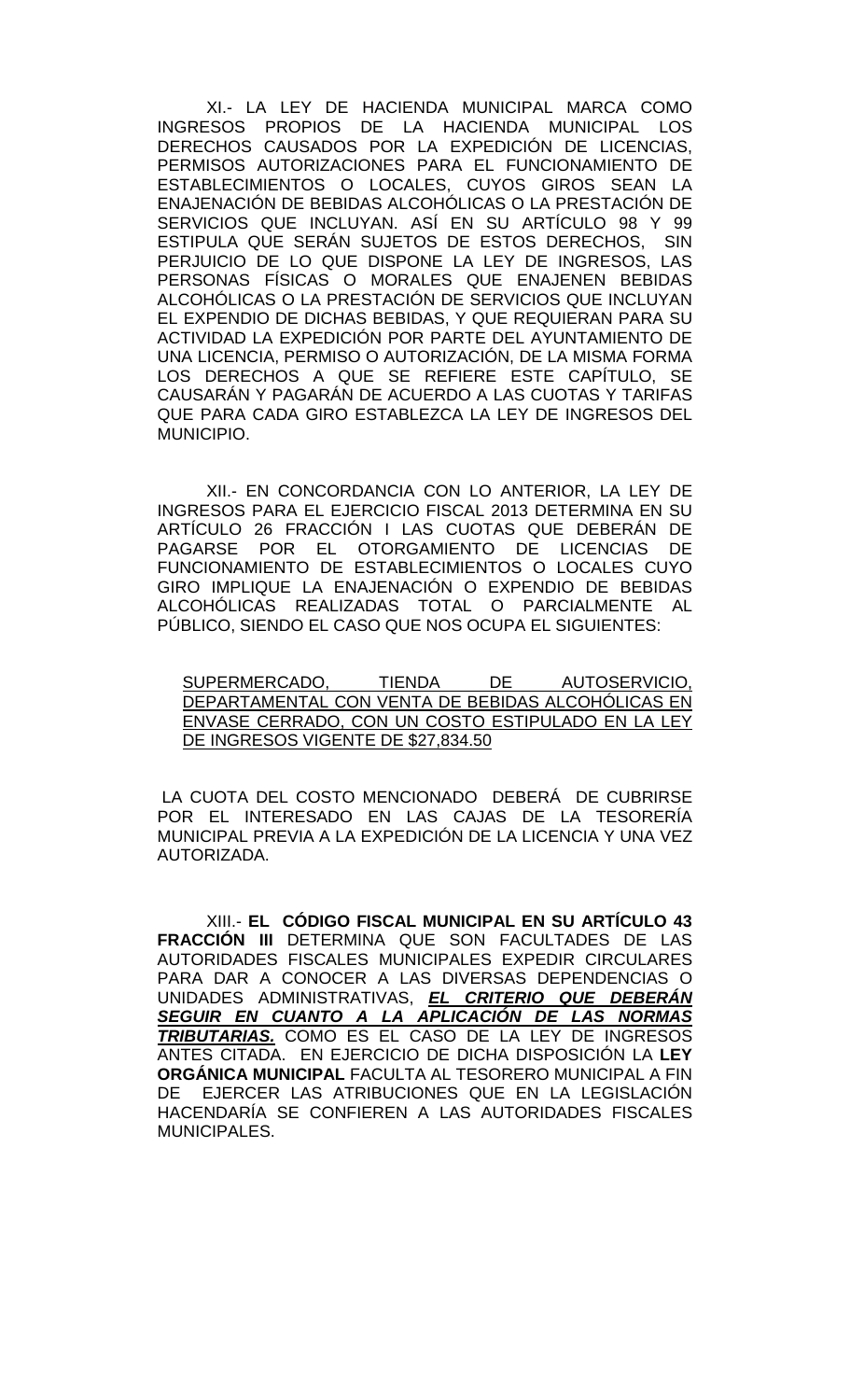XI.- LA LEY DE HACIENDA MUNICIPAL MARCA COMO INGRESOS PROPIOS DE LA HACIENDA MUNICIPAL LOS DERECHOS CAUSADOS POR LA EXPEDICIÓN DE LICENCIAS, PERMISOS AUTORIZACIONES PARA EL FUNCIONAMIENTO DE ESTABLECIMIENTOS O LOCALES, CUYOS GIROS SEAN LA ENAJENACIÓN DE BEBIDAS ALCOHÓLICAS O LA PRESTACIÓN DE SERVICIOS QUE INCLUYAN. ASÍ EN SU ARTÍCULO 98 Y 99 ESTIPULA QUE SERÁN SUJETOS DE ESTOS DERECHOS, SIN PERJUICIO DE LO QUE DISPONE LA LEY DE INGRESOS, LAS PERSONAS FÍSICAS O MORALES QUE ENAJENEN BEBIDAS ALCOHÓLICAS O LA PRESTACIÓN DE SERVICIOS QUE INCLUYAN EL EXPENDIO DE DICHAS BEBIDAS, Y QUE REQUIERAN PARA SU ACTIVIDAD LA EXPEDICIÓN POR PARTE DEL AYUNTAMIENTO DE UNA LICENCIA, PERMISO O AUTORIZACIÓN, DE LA MISMA FORMA LOS DERECHOS A QUE SE REFIERE ESTE CAPÍTULO, SE CAUSARÁN Y PAGARÁN DE ACUERDO A LAS CUOTAS Y TARIFAS QUE PARA CADA GIRO ESTABLEZCA LA LEY DE INGRESOS DEL MUNICIPIO.

XII.- EN CONCORDANCIA CON LO ANTERIOR, LA LEY DE INGRESOS PARA EL EJERCICIO FISCAL 2013 DETERMINA EN SU ARTÍCULO 26 FRACCIÓN I LAS CUOTAS QUE DEBERÁN DE PAGARSE POR EL OTORGAMIENTO DE LICENCIAS DE FUNCIONAMIENTO DE ESTABLECIMIENTOS O LOCALES CUYO GIRO IMPLIQUE LA ENAJENACIÓN O EXPENDIO DE BEBIDAS ALCOHÓLICAS REALIZADAS TOTAL O PARCIALMENTE AL PÚBLICO, SIENDO EL CASO QUE NOS OCUPA EL SIGUIENTES:

<u>SUPERMERCADO, TIENDA DE AUTOSERVICIO, DEPARTAMENTAL CON VENTA DE BEBIDAS ALCOHÓLICAS EN ENVASE CERRADO, CON UN COSTO ESTIPULADO EN LA LEY DE INGRESOS VIGENTE DE $27,834.50</u>

LA CUOTA DEL COSTO MENCIONADO DEBERÁ DE CUBRIRSE POR EL INTERESADO EN LAS CAJAS DE LA TESORERÍA MUNICIPAL PREVIA A LA EXPEDICIÓN DE LA LICENCIA Y UNA VEZ AUTORIZADA.

XIII.- **EL CÓDIGO FISCAL MUNICIPAL EN SU ARTÍCULO 43 FRACCIÓN III** DETERMINA QUE SON FACULTADES DE LAS AUTORIDADES FISCALES MUNICIPALES EXPEDIR CIRCULARES PARA DAR A CONOCER A LAS DIVERSAS DEPENDENCIAS O UNIDADES ADMINISTRATIVAS, ***<u>EL CRITERIO QUE DEBERÁN SEGUIR EN CUANTO A LA APLICACIÓN DE LAS NORMAS TRIBUTARIAS.</u>*** COMO ES EL CASO DE LA LEY DE INGRESOS ANTES CITADA. EN EJERCICIO DE DICHA DISPOSICIÓN LA **LEY ORGÁNICA MUNICIPAL** FACULTA AL TESORERO MUNICIPAL A FIN DE EJERCER LAS ATRIBUCIONES QUE EN LA LEGISLACIÓN HACENDARÍA SE CONFIEREN A LAS AUTORIDADES FISCALES MUNICIPALES.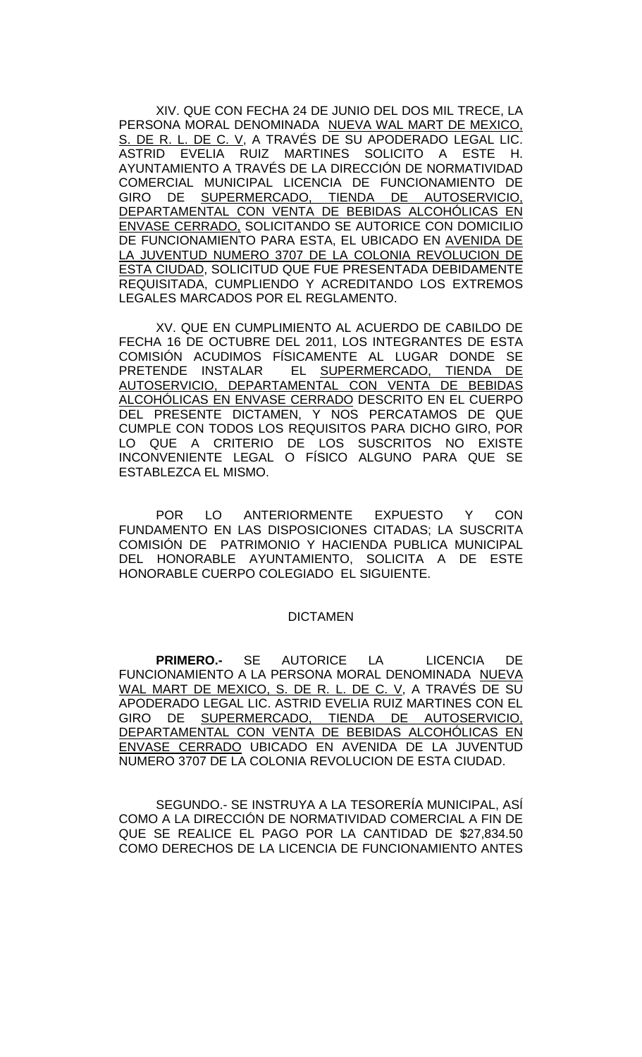XIV. QUE CON FECHA 24 DE JUNIO DEL DOS MIL TRECE, LA PERSONA MORAL DENOMINADA NUEVA WAL MART DE MEXICO, S. DE R. L. DE C. V, A TRAVÉS DE SU APODERADO LEGAL LIC. ASTRID EVELIA RUIZ MARTINES SOLICITO A ESTE H. AYUNTAMIENTO A TRAVÉS DE LA DIRECCIÓN DE NORMATIVIDAD COMERCIAL MUNICIPAL LICENCIA DE FUNCIONAMIENTO DE GIRO DE SUPERMERCADO, TIENDA DE AUTOSERVICIO, DEPARTAMENTAL CON VENTA DE BEBIDAS ALCOHÓLICAS EN ENVASE CERRADO, SOLICITANDO SE AUTORICE CON DOMICILIO DE FUNCIONAMIENTO PARA ESTA, EL UBICADO EN AVENIDA DE LA JUVENTUD NUMERO 3707 DE LA COLONIA REVOLUCION DE ESTA CIUDAD, SOLICITUD QUE FUE PRESENTADA DEBIDAMENTE REQUISITADA, CUMPLIENDO Y ACREDITANDO LOS EXTREMOS LEGALES MARCADOS POR EL REGLAMENTO.

XV. QUE EN CUMPLIMIENTO AL ACUERDO DE CABILDO DE FECHA 16 DE OCTUBRE DEL 2011, LOS INTEGRANTES DE ESTA COMISIÓN ACUDIMOS FÍSICAMENTE AL LUGAR DONDE SE PRETENDE INSTALAR EL SUPERMERCADO, TIENDA DE AUTOSERVICIO, DEPARTAMENTAL CON VENTA DE BEBIDAS ALCOHÓLICAS EN ENVASE CERRADO DESCRITO EN EL CUERPO DEL PRESENTE DICTAMEN, Y NOS PERCATAMOS DE QUE CUMPLE CON TODOS LOS REQUISITOS PARA DICHO GIRO, POR LO QUE A CRITERIO DE LOS SUSCRITOS NO EXISTE INCONVENIENTE LEGAL O FÍSICO ALGUNO PARA QUE SE ESTABLEZCA EL MISMO.

POR LO ANTERIORMENTE EXPUESTO Y CON FUNDAMENTO EN LAS DISPOSICIONES CITADAS; LA SUSCRITA COMISIÓN DE PATRIMONIO Y HACIENDA PUBLICA MUNICIPAL DEL HONORABLE AYUNTAMIENTO, SOLICITA A DE ESTE HONORABLE CUERPO COLEGIADO EL SIGUIENTE.

DICTAMEN

**PRIMERO.-** SE AUTORICE LA LICENCIA DE FUNCIONAMIENTO A LA PERSONA MORAL DENOMINADA NUEVA WAL MART DE MEXICO, S. DE R. L. DE C. V, A TRAVÉS DE SU APODERADO LEGAL LIC. ASTRID EVELIA RUIZ MARTINES CON EL GIRO DE SUPERMERCADO, TIENDA DE AUTOSERVICIO, DEPARTAMENTAL CON VENTA DE BEBIDAS ALCOHÓLICAS EN ENVASE CERRADO UBICADO EN AVENIDA DE LA JUVENTUD NUMERO 3707 DE LA COLONIA REVOLUCION DE ESTA CIUDAD.

SEGUNDO.- SE INSTRUYA A LA TESORERÍA MUNICIPAL, ASÍ COMO A LA DIRECCIÓN DE NORMATIVIDAD COMERCIAL A FIN DE QUE SE REALICE EL PAGO POR LA CANTIDAD DE $27,834.50 COMO DERECHOS DE LA LICENCIA DE FUNCIONAMIENTO ANTES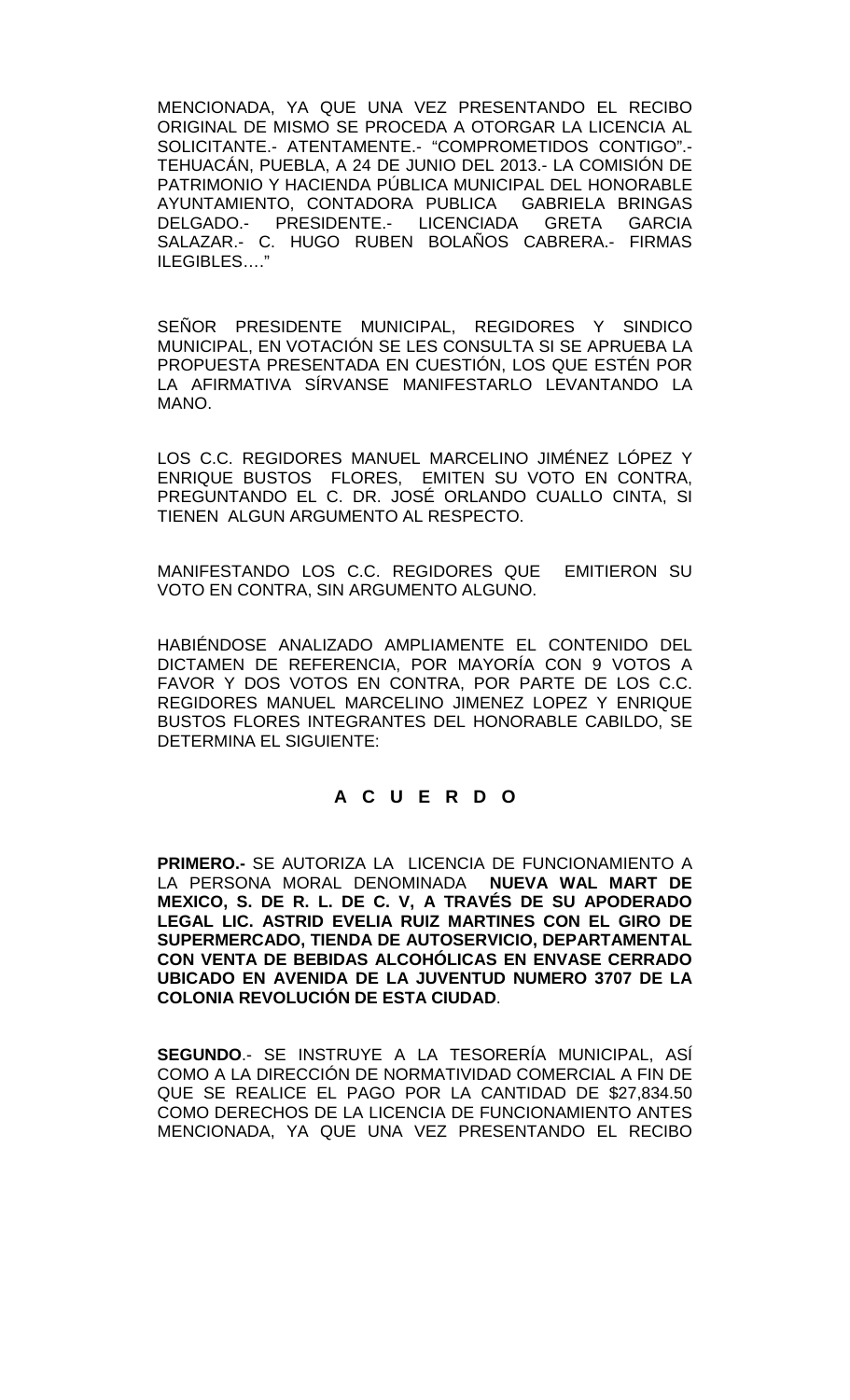MENCIONADA, YA QUE UNA VEZ PRESENTANDO EL RECIBO ORIGINAL DE MISMO SE PROCEDA A OTORGAR LA LICENCIA AL SOLICITANTE.- ATENTAMENTE.- "COMPROMETIDOS CONTIGO".- TEHUACÁN, PUEBLA, A 24 DE JUNIO DEL 2013.- LA COMISIÓN DE PATRIMONIO Y HACIENDA PÚBLICA MUNICIPAL DEL HONORABLE AYUNTAMIENTO, CONTADORA PUBLICA GABRIELA BRINGAS DELGADO.- PRESIDENTE.- LICENCIADA GRETA GARCIA SALAZAR.- C. HUGO RUBEN BOLAÑOS CABRERA.- FIRMAS ILEGIBLES…."

SEÑOR PRESIDENTE MUNICIPAL, REGIDORES Y SINDICO MUNICIPAL, EN VOTACIÓN SE LES CONSULTA SI SE APRUEBA LA PROPUESTA PRESENTADA EN CUESTIÓN, LOS QUE ESTÉN POR LA AFIRMATIVA SÍRVANSE MANIFESTARLO LEVANTANDO LA MANO.

LOS C.C. REGIDORES MANUEL MARCELINO JIMÉNEZ LÓPEZ Y ENRIQUE BUSTOS FLORES, EMITEN SU VOTO EN CONTRA, PREGUNTANDO EL C. DR. JOSÉ ORLANDO CUALLO CINTA, SI TIENEN ALGUN ARGUMENTO AL RESPECTO.

MANIFESTANDO LOS C.C. REGIDORES QUE EMITIERON SU VOTO EN CONTRA, SIN ARGUMENTO ALGUNO.

HABIÉNDOSE ANALIZADO AMPLIAMENTE EL CONTENIDO DEL DICTAMEN DE REFERENCIA, POR MAYORÍA CON 9 VOTOS A FAVOR Y DOS VOTOS EN CONTRA, POR PARTE DE LOS C.C. REGIDORES MANUEL MARCELINO JIMENEZ LOPEZ Y ENRIQUE BUSTOS FLORES INTEGRANTES DEL HONORABLE CABILDO, SE DETERMINA EL SIGUIENTE:

## A C U E R D O

**PRIMERO.-** SE AUTORIZA LA LICENCIA DE FUNCIONAMIENTO A LA PERSONA MORAL DENOMINADA **NUEVA WAL MART DE MEXICO, S. DE R. L. DE C. V, A TRAVÉS DE SU APODERADO LEGAL LIC. ASTRID EVELIA RUIZ MARTINES CON EL GIRO DE SUPERMERCADO, TIENDA DE AUTOSERVICIO, DEPARTAMENTAL CON VENTA DE BEBIDAS ALCOHÓLICAS EN ENVASE CERRADO UBICADO EN AVENIDA DE LA JUVENTUD NUMERO 3707 DE LA COLONIA REVOLUCIÓN DE ESTA CIUDAD**.

**SEGUNDO**.- SE INSTRUYE A LA TESORERÍA MUNICIPAL, ASÍ COMO A LA DIRECCIÓN DE NORMATIVIDAD COMERCIAL A FIN DE QUE SE REALICE EL PAGO POR LA CANTIDAD DE $27,834.50 COMO DERECHOS DE LA LICENCIA DE FUNCIONAMIENTO ANTES MENCIONADA, YA QUE UNA VEZ PRESENTANDO EL RECIBO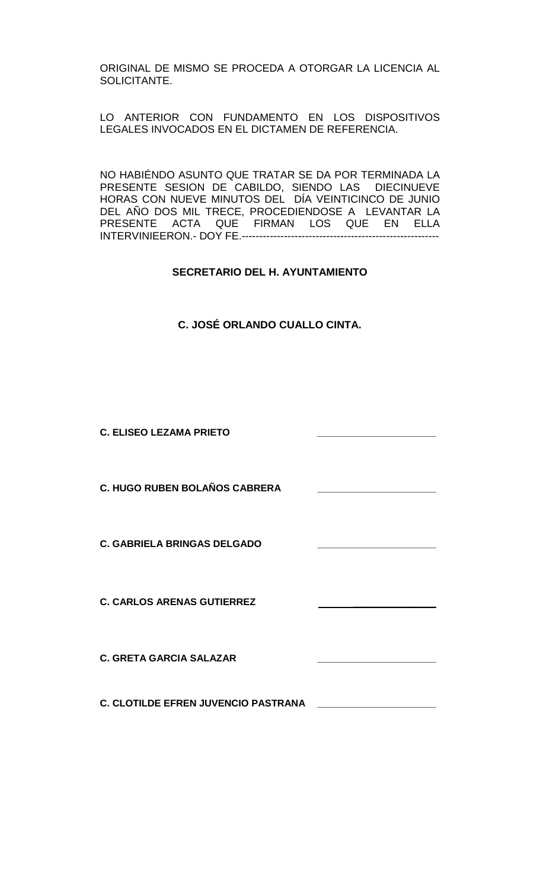ORIGINAL DE MISMO SE PROCEDA A OTORGAR LA LICENCIA AL SOLICITANTE.

LO ANTERIOR CON FUNDAMENTO EN LOS DISPOSITIVOS LEGALES INVOCADOS EN EL DICTAMEN DE REFERENCIA.

NO HABIÉNDO ASUNTO QUE TRATAR SE DA POR TERMINADA LA PRESENTE SESION DE CABILDO, SIENDO LAS DIECINUEVE HORAS CON NUEVE MINUTOS DEL DÍA VEINTICINCO DE JUNIO DEL AÑO DOS MIL TRECE, PROCEDIENDOSE A LEVANTAR LA PRESENTE ACTA QUE FIRMAN LOS QUE EN ELLA INTERVINIEERON.- DOY FE.--------------------------------------------------------

**SECRETARIO DEL H. AYUNTAMIENTO**

**C. JOSÉ ORLANDO CUALLO CINTA.**

**C. ELISEO LEZAMA PRIETO** ____________________

**C. HUGO RUBEN BOLAÑOS CABRERA** ____________________

**C. GABRIELA BRINGAS DELGADO** ____________________

**C. CARLOS ARENAS GUTIERREZ** ____________________

**C. GRETA GARCIA SALAZAR** ____________________

**C. CLOTILDE EFREN JUVENCIO PASTRANA** ____________________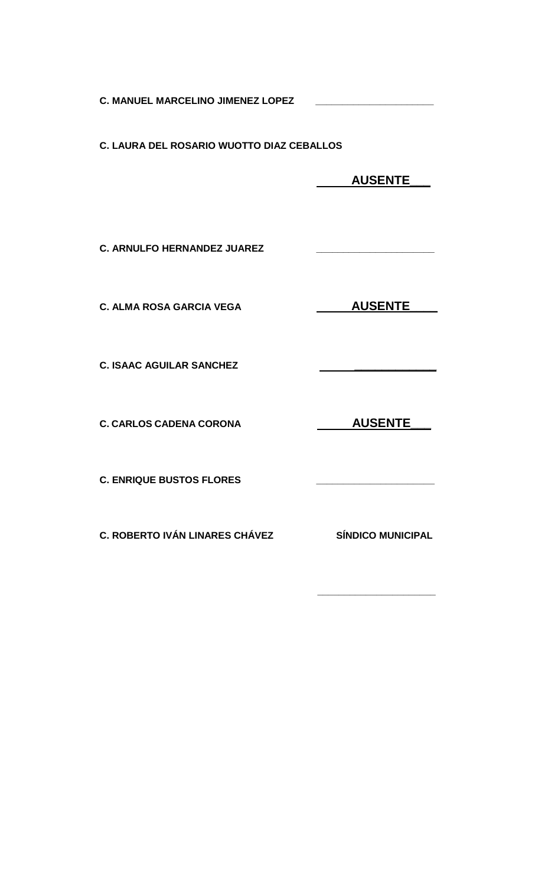**C. MANUEL MARCELINO JIMENEZ LOPEZ** \_\_\_\_\_\_\_\_\_\_\_\_\_\_\_\_\_\_\_\_

**C. LAURA DEL ROSARIO WUOTTO DIAZ CEBALLOS**

**AUSENTE**

**C. ARNULFO HERNANDEZ JUAREZ** \_\_\_\_\_\_\_\_\_\_\_\_\_\_\_\_\_\_\_\_

**C. ALMA ROSA GARCIA VEGA** **AUSENTE**

**C. ISAAC AGUILAR SANCHEZ** \_\_\_\_\_\_\_\_\_\_\_\_\_\_\_\_\_\_\_\_

**C. CARLOS CADENA CORONA** **AUSENTE**

**C. ENRIQUE BUSTOS FLORES** \_\_\_\_\_\_\_\_\_\_\_\_\_\_\_\_\_\_\_\_

**C. ROBERTO IVÁN LINARES CHÁVEZ** **SÍNDICO MUNICIPAL**

\_\_\_\_\_\_\_\_\_\_\_\_\_\_\_\_\_\_\_\_